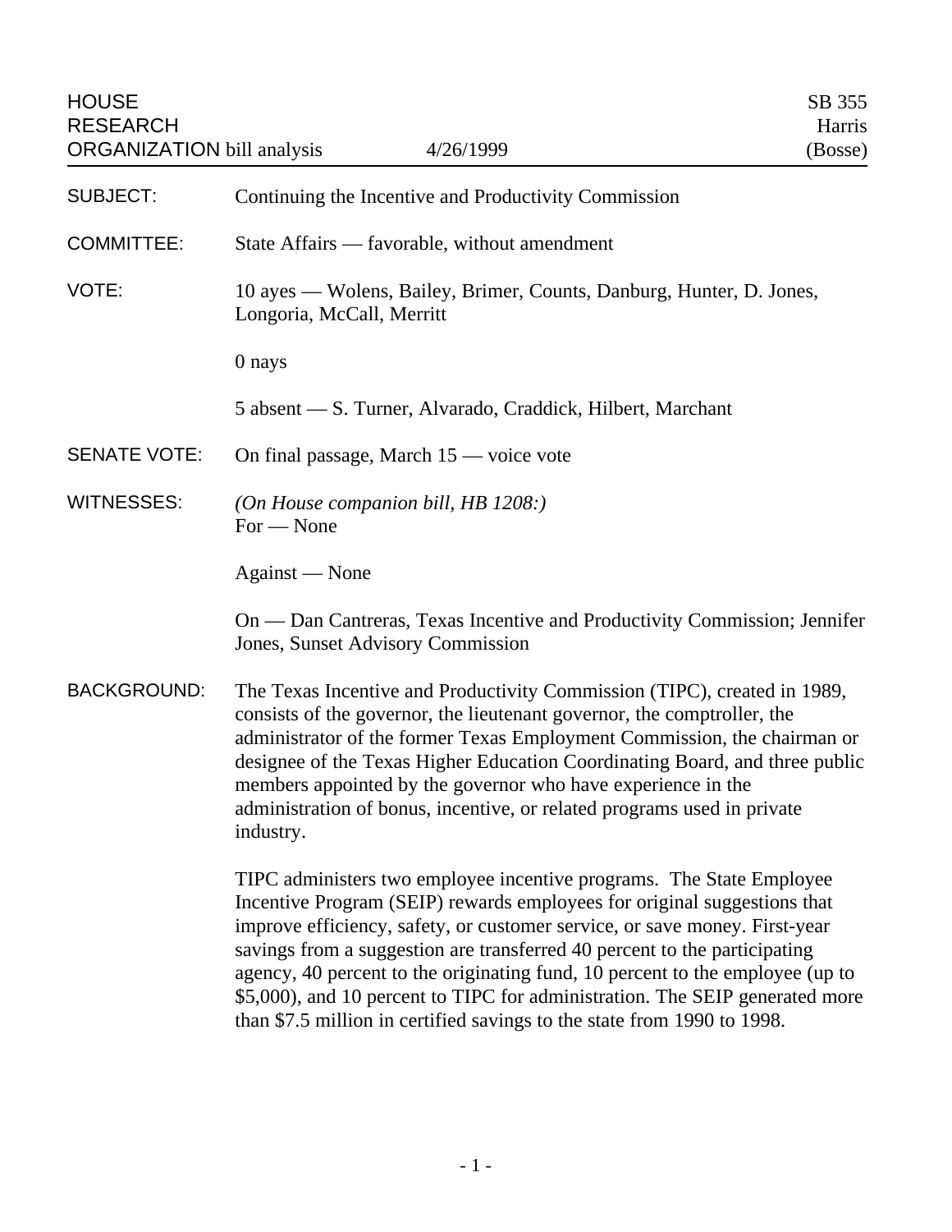HOUSE RESEARCH ORGANIZATION bill analysis — 4/26/1999 — SB 355 Harris (Bosse)

**SUBJECT:** Continuing the Incentive and Productivity Commission

**COMMITTEE:** State Affairs — favorable, without amendment

**VOTE:** 10 ayes — Wolens, Bailey, Brimer, Counts, Danburg, Hunter, D. Jones, Longoria, McCall, Merritt

0 nays

5 absent — S. Turner, Alvarado, Craddick, Hilbert, Marchant

**SENATE VOTE:** On final passage, March 15 — voice vote

**WITNESSES:** *(On House companion bill, HB 1208:)*
For — None

Against — None

On — Dan Cantreras, Texas Incentive and Productivity Commission; Jennifer Jones, Sunset Advisory Commission

**BACKGROUND:** The Texas Incentive and Productivity Commission (TIPC), created in 1989, consists of the governor, the lieutenant governor, the comptroller, the administrator of the former Texas Employment Commission, the chairman or designee of the Texas Higher Education Coordinating Board, and three public members appointed by the governor who have experience in the administration of bonus, incentive, or related programs used in private industry.

TIPC administers two employee incentive programs. The State Employee Incentive Program (SEIP) rewards employees for original suggestions that improve efficiency, safety, or customer service, or save money. First-year savings from a suggestion are transferred 40 percent to the participating agency, 40 percent to the originating fund, 10 percent to the employee (up to $5,000), and 10 percent to TIPC for administration. The SEIP generated more than $7.5 million in certified savings to the state from 1990 to 1998.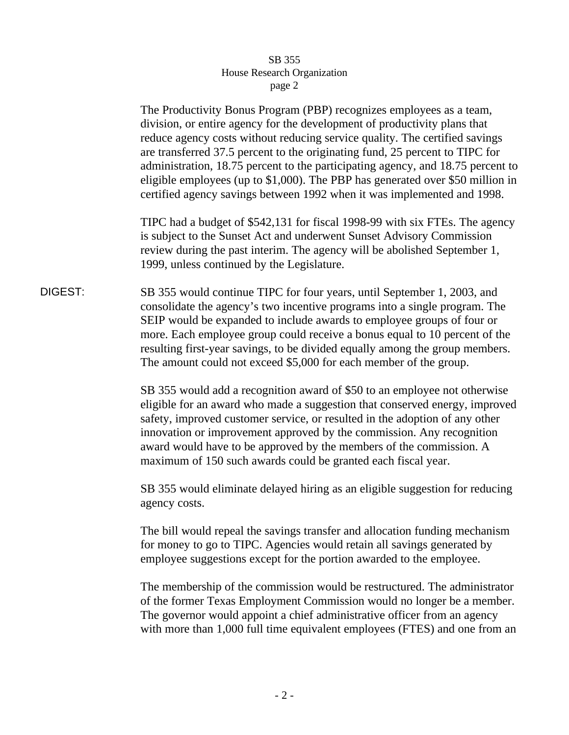The Productivity Bonus Program (PBP) recognizes employees as a team, division, or entire agency for the development of productivity plans that reduce agency costs without reducing service quality. The certified savings are transferred 37.5 percent to the originating fund, 25 percent to TIPC for administration, 18.75 percent to the participating agency, and 18.75 percent to eligible employees (up to $1,000). The PBP has generated over $50 million in certified agency savings between 1992 when it was implemented and 1998.

TIPC had a budget of $542,131 for fiscal 1998-99 with six FTEs. The agency is subject to the Sunset Act and underwent Sunset Advisory Commission review during the past interim. The agency will be abolished September 1, 1999, unless continued by the Legislature.

**DIGEST:** SB 355 would continue TIPC for four years, until September 1, 2003, and consolidate the agency's two incentive programs into a single program. The SEIP would be expanded to include awards to employee groups of four or more. Each employee group could receive a bonus equal to 10 percent of the resulting first-year savings, to be divided equally among the group members. The amount could not exceed $5,000 for each member of the group.

SB 355 would add a recognition award of $50 to an employee not otherwise eligible for an award who made a suggestion that conserved energy, improved safety, improved customer service, or resulted in the adoption of any other innovation or improvement approved by the commission. Any recognition award would have to be approved by the members of the commission. A maximum of 150 such awards could be granted each fiscal year.

SB 355 would eliminate delayed hiring as an eligible suggestion for reducing agency costs.

The bill would repeal the savings transfer and allocation funding mechanism for money to go to TIPC. Agencies would retain all savings generated by employee suggestions except for the portion awarded to the employee.

The membership of the commission would be restructured. The administrator of the former Texas Employment Commission would no longer be a member. The governor would appoint a chief administrative officer from an agency with more than 1,000 full time equivalent employees (FTES) and one from an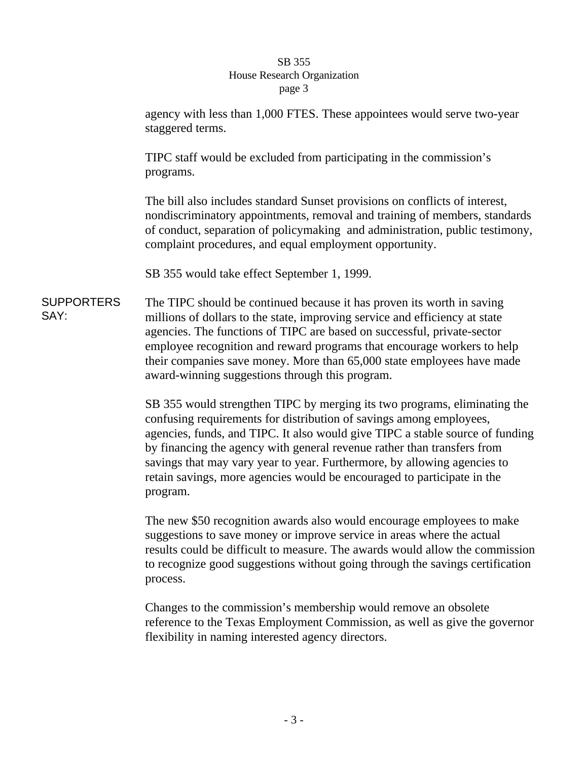agency with less than 1,000 FTES. These appointees would serve two-year staggered terms.

TIPC staff would be excluded from participating in the commission's programs.

The bill also includes standard Sunset provisions on conflicts of interest, nondiscriminatory appointments, removal and training of members, standards of conduct, separation of policymaking and administration, public testimony, complaint procedures, and equal employment opportunity.

SB 355 would take effect September 1, 1999.

**SUPPORTERS SAY:**

The TIPC should be continued because it has proven its worth in saving millions of dollars to the state, improving service and efficiency at state agencies. The functions of TIPC are based on successful, private-sector employee recognition and reward programs that encourage workers to help their companies save money. More than 65,000 state employees have made award-winning suggestions through this program.

SB 355 would strengthen TIPC by merging its two programs, eliminating the confusing requirements for distribution of savings among employees, agencies, funds, and TIPC. It also would give TIPC a stable source of funding by financing the agency with general revenue rather than transfers from savings that may vary year to year. Furthermore, by allowing agencies to retain savings, more agencies would be encouraged to participate in the program.

The new $50 recognition awards also would encourage employees to make suggestions to save money or improve service in areas where the actual results could be difficult to measure. The awards would allow the commission to recognize good suggestions without going through the savings certification process.

Changes to the commission's membership would remove an obsolete reference to the Texas Employment Commission, as well as give the governor flexibility in naming interested agency directors.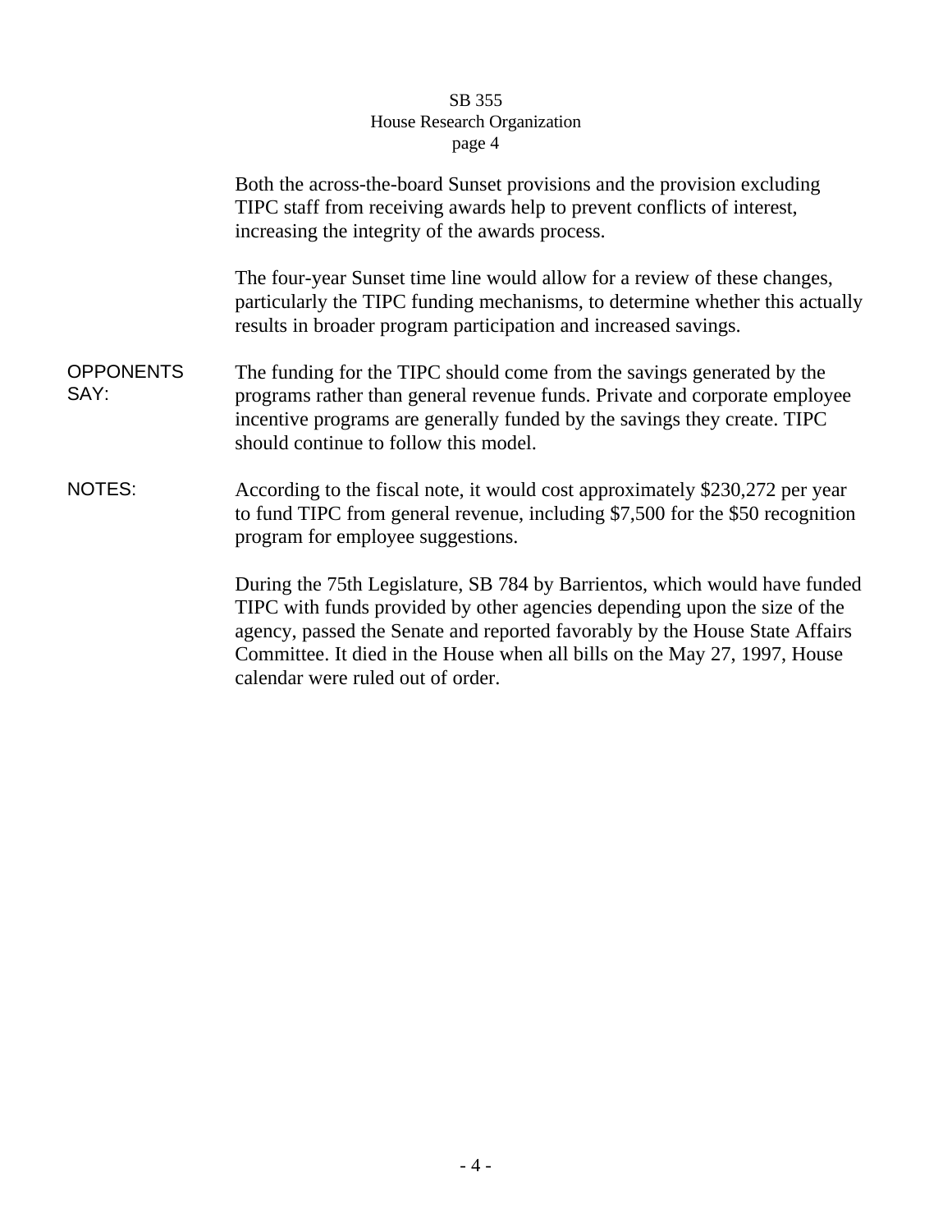Both the across-the-board Sunset provisions and the provision excluding TIPC staff from receiving awards help to prevent conflicts of interest, increasing the integrity of the awards process.

The four-year Sunset time line would allow for a review of these changes, particularly the TIPC funding mechanisms, to determine whether this actually results in broader program participation and increased savings.

**OPPONENTS SAY:** The funding for the TIPC should come from the savings generated by the programs rather than general revenue funds. Private and corporate employee incentive programs are generally funded by the savings they create. TIPC should continue to follow this model.

**NOTES:** According to the fiscal note, it would cost approximately $230,272 per year to fund TIPC from general revenue, including $7,500 for the $50 recognition program for employee suggestions.

During the 75th Legislature, SB 784 by Barrientos, which would have funded TIPC with funds provided by other agencies depending upon the size of the agency, passed the Senate and reported favorably by the House State Affairs Committee. It died in the House when all bills on the May 27, 1997, House calendar were ruled out of order.